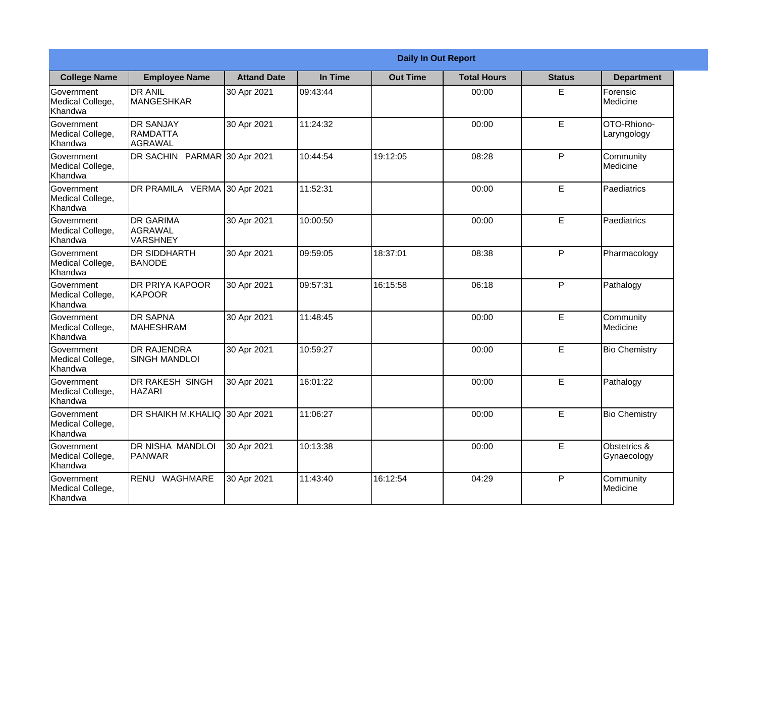| Daily In Out Report | | | | | | | |
|---|---|---|---|---|---|---|---|
| **College Name** | **Employee Name** | **Attand Date** | **In Time** | **Out Time** | **Total Hours** | **Status** | **Department** |
| Government Medical College, Khandwa | DR ANIL MANGESHKAR | 30 Apr 2021 | 09:43:44 | | 00:00 | E | Forensic Medicine |
| Government Medical College, Khandwa | DR SANJAY RAMDATTA AGRAWAL | 30 Apr 2021 | 11:24:32 | | 00:00 | E | OTO-Rhiono-Laryngology |
| Government Medical College, Khandwa | DR SACHIN PARMAR | 30 Apr 2021 | 10:44:54 | 19:12:05 | 08:28 | P | Community Medicine |
| Government Medical College, Khandwa | DR PRAMILA VERMA | 30 Apr 2021 | 11:52:31 | | 00:00 | E | Paediatrics |
| Government Medical College, Khandwa | DR GARIMA AGRAWAL VARSHNEY | 30 Apr 2021 | 10:00:50 | | 00:00 | E | Paediatrics |
| Government Medical College, Khandwa | DR SIDDHARTH BANODE | 30 Apr 2021 | 09:59:05 | 18:37:01 | 08:38 | P | Pharmacology |
| Government Medical College, Khandwa | DR PRIYA KAPOOR KAPOOR | 30 Apr 2021 | 09:57:31 | 16:15:58 | 06:18 | P | Pathalogy |
| Government Medical College, Khandwa | DR SAPNA MAHESHRAM | 30 Apr 2021 | 11:48:45 | | 00:00 | E | Community Medicine |
| Government Medical College, Khandwa | DR RAJENDRA SINGH MANDLOI | 30 Apr 2021 | 10:59:27 | | 00:00 | E | Bio Chemistry |
| Government Medical College, Khandwa | DR RAKESH SINGH HAZARI | 30 Apr 2021 | 16:01:22 | | 00:00 | E | Pathalogy |
| Government Medical College, Khandwa | DR SHAIKH M.KHALIQ | 30 Apr 2021 | 11:06:27 | | 00:00 | E | Bio Chemistry |
| Government Medical College, Khandwa | DR NISHA MANDLOI PANWAR | 30 Apr 2021 | 10:13:38 | | 00:00 | E | Obstetrics & Gynaecology |
| Government Medical College, Khandwa | RENU WAGHMARE | 30 Apr 2021 | 11:43:40 | 16:12:54 | 04:29 | P | Community Medicine |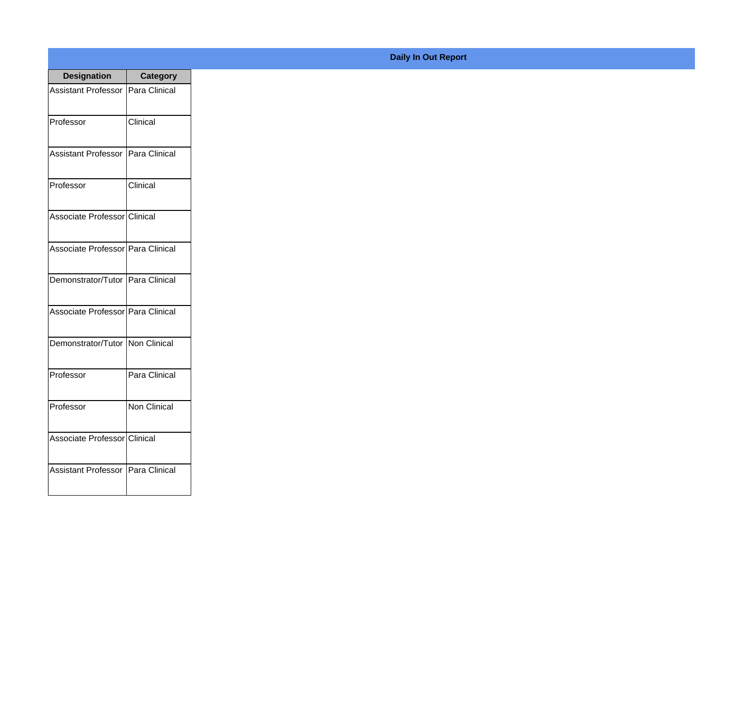## Daily In Out Report

| Designation | Category |
|---|---|
| Assistant Professor | Para Clinical |
| Professor | Clinical |
| Assistant Professor | Para Clinical |
| Professor | Clinical |
| Associate Professor | Clinical |
| Associate Professor | Para Clinical |
| Demonstrator/Tutor | Para Clinical |
| Associate Professor | Para Clinical |
| Demonstrator/Tutor | Non Clinical |
| Professor | Para Clinical |
| Professor | Non Clinical |
| Associate Professor | Clinical |
| Assistant Professor | Para Clinical |